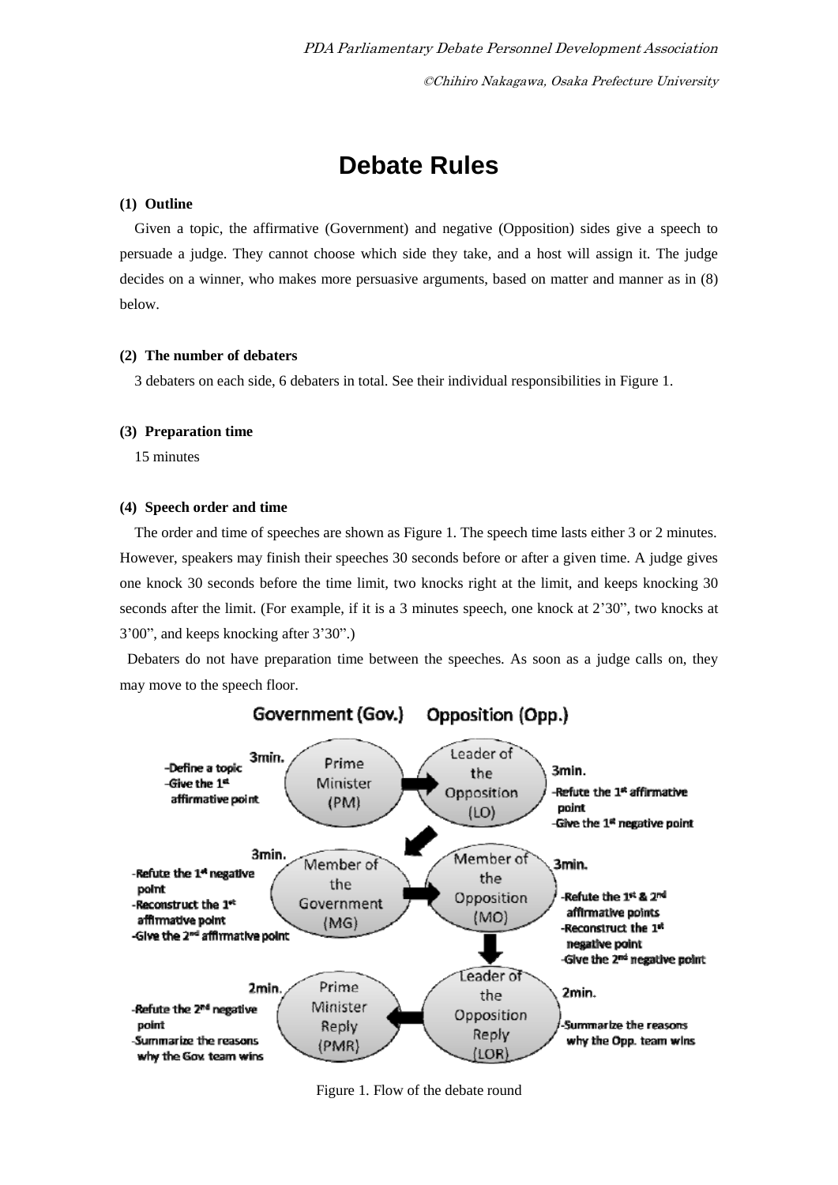# Debate Rules

**(1) Outline**

Given a topic, the affirmative (Government) and negative (Opposition) sides give a speech to persuade a judge. They cannot choose which side they take, and a host will assign it. The judge decides on a winner, who makes more persuasive arguments, based on matter and manner as in (8) below.

**(2) The number of debaters**

3 debaters on each side, 6 debaters in total. See their individual responsibilities in Figure 1.

**(3) Preparation time**

15 minutes

**(4) Speech order and time**

The order and time of speeches are shown as Figure 1. The speech time lasts either 3 or 2 minutes. However, speakers may finish their speeches 30 seconds before or after a given time. A judge gives one knock 30 seconds before the time limit, two knocks right at the limit, and keeps knocking 30 seconds after the limit. (For example, if it is a 3 minutes speech, one knock at 2’30”, two knocks at 3’00”, and keeps knocking after 3’30”.)

Debaters do not have preparation time between the speeches. As soon as a judge calls on, they may move to the speech floor.

**Government (Gov.) — Opposition (Opp.)**

- **Prime Minister (PM)** — 3min.
  - Define a topic
  - Give the 1st affirmative point
- **Leader of the Opposition (LO)** — 3min.
  - Refute the 1st affirmative point
  - Give the 1st negative point
- **Member of the Government (MG)** — 3min.
  - Refute the 1st negative point
  - Reconstruct the 1st affirmative point
  - Give the 2nd affirmative point
- **Member of the Opposition (MO)** — 3min.
  - Refute the 1st & 2nd affirmative points
  - Reconstruct the 1st negative point
  - Give the 2nd negative point
- **Leader of the Opposition Reply (LOR)** — 2min.
  - Summarize the reasons why the Opp. team wins
- **Prime Minister Reply (PMR)** — 2min.
  - Refute the 2nd negative point
  - Summarize the reasons why the Gov. team wins

Figure 1. Flow of the debate round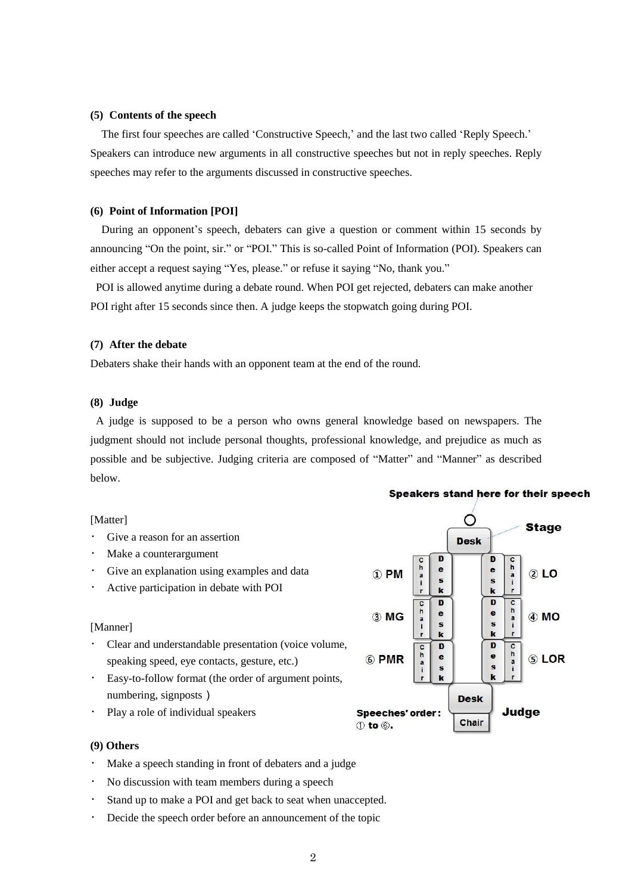### (5) Contents of the speech

The first four speeches are called 'Constructive Speech,' and the last two called 'Reply Speech.' Speakers can introduce new arguments in all constructive speeches but not in reply speeches. Reply speeches may refer to the arguments discussed in constructive speeches.

### (6) Point of Information [POI]

During an opponent's speech, debaters can give a question or comment within 15 seconds by announcing "On the point, sir." or "POI." This is so-called Point of Information (POI). Speakers can either accept a request saying "Yes, please." or refuse it saying "No, thank you."

POI is allowed anytime during a debate round. When POI get rejected, debaters can make another POI right after 15 seconds since then. A judge keeps the stopwatch going during POI.

### (7) After the debate

Debaters shake their hands with an opponent team at the end of the round.

### (8) Judge

A judge is supposed to be a person who owns general knowledge based on newspapers. The judgment should not include personal thoughts, professional knowledge, and prejudice as much as possible and be subjective. Judging criteria are composed of "Matter" and "Manner" as described below.

[Matter]

- Give a reason for an assertion
- Make a counterargument
- Give an explanation using examples and data
- Active participation in debate with POI

[Manner]

- Clear and understandable presentation (voice volume, speaking speed, eye contacts, gesture, etc.)
- Easy-to-follow format (the order of argument points, numbering, signposts )
- Play a role of individual speakers

Speakers stand here for their speech

Stage

Desk

① PM

② LO

③ MG

④ MO

⑥ PMR

⑤ LOR

Chair

Desk

Speeches' order: ① to ⑥.

Judge

### (9) Others

- Make a speech standing in front of debaters and a judge
- No discussion with team members during a speech
- Stand up to make a POI and get back to seat when unaccepted.
- Decide the speech order before an announcement of the topic